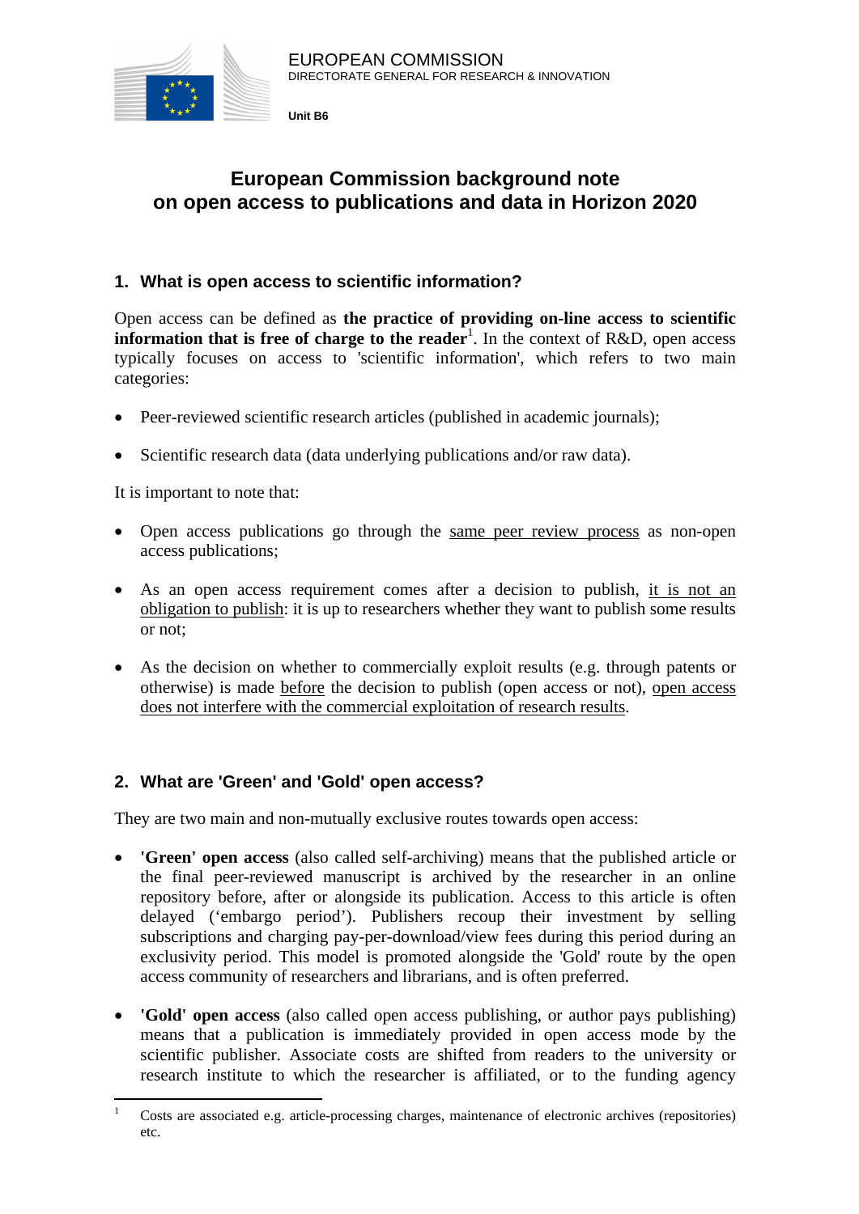EUROPEAN COMMISSION
DIRECTORATE GENERAL FOR RESEARCH & INNOVATION

**Unit B6**

# European Commission background note on open access to publications and data in Horizon 2020

## 1. What is open access to scientific information?

Open access can be defined as **the practice of providing on-line access to scientific information that is free of charge to the reader**[1]. In the context of R&D, open access typically focuses on access to 'scientific information', which refers to two main categories:

- Peer-reviewed scientific research articles (published in academic journals);
- Scientific research data (data underlying publications and/or raw data).

It is important to note that:

- Open access publications go through the same peer review process as non-open access publications;
- As an open access requirement comes after a decision to publish, it is not an obligation to publish: it is up to researchers whether they want to publish some results or not;
- As the decision on whether to commercially exploit results (e.g. through patents or otherwise) is made before the decision to publish (open access or not), open access does not interfere with the commercial exploitation of research results.

## 2. What are 'Green' and 'Gold' open access?

They are two main and non-mutually exclusive routes towards open access:

- **'Green' open access** (also called self-archiving) means that the published article or the final peer-reviewed manuscript is archived by the researcher in an online repository before, after or alongside its publication. Access to this article is often delayed ('embargo period'). Publishers recoup their investment by selling subscriptions and charging pay-per-download/view fees during this period during an exclusivity period. This model is promoted alongside the 'Gold' route by the open access community of researchers and librarians, and is often preferred.
- **'Gold' open access** (also called open access publishing, or author pays publishing) means that a publication is immediately provided in open access mode by the scientific publisher. Associate costs are shifted from readers to the university or research institute to which the researcher is affiliated, or to the funding agency

[1] Costs are associated e.g. article-processing charges, maintenance of electronic archives (repositories) etc.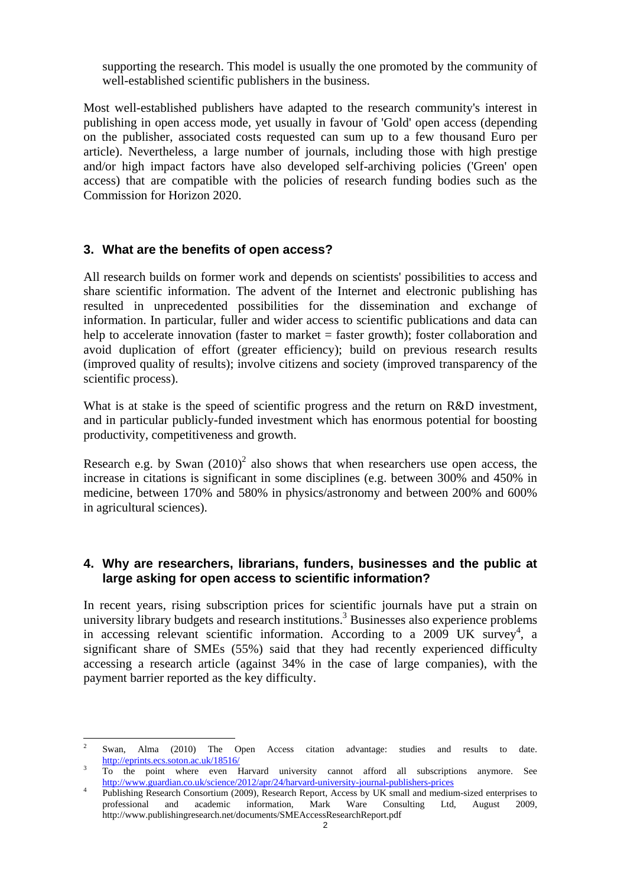supporting the research. This model is usually the one promoted by the community of well-established scientific publishers in the business.

Most well-established publishers have adapted to the research community's interest in publishing in open access mode, yet usually in favour of 'Gold' open access (depending on the publisher, associated costs requested can sum up to a few thousand Euro per article). Nevertheless, a large number of journals, including those with high prestige and/or high impact factors have also developed self-archiving policies ('Green' open access) that are compatible with the policies of research funding bodies such as the Commission for Horizon 2020.

## 3. What are the benefits of open access?

All research builds on former work and depends on scientists' possibilities to access and share scientific information. The advent of the Internet and electronic publishing has resulted in unprecedented possibilities for the dissemination and exchange of information. In particular, fuller and wider access to scientific publications and data can help to accelerate innovation (faster to market = faster growth); foster collaboration and avoid duplication of effort (greater efficiency); build on previous research results (improved quality of results); involve citizens and society (improved transparency of the scientific process).

What is at stake is the speed of scientific progress and the return on R&D investment, and in particular publicly-funded investment which has enormous potential for boosting productivity, competitiveness and growth.

Research e.g. by Swan (2010)[2] also shows that when researchers use open access, the increase in citations is significant in some disciplines (e.g. between 300% and 450% in medicine, between 170% and 580% in physics/astronomy and between 200% and 600% in agricultural sciences).

## 4. Why are researchers, librarians, funders, businesses and the public at large asking for open access to scientific information?

In recent years, rising subscription prices for scientific journals have put a strain on university library budgets and research institutions.[3] Businesses also experience problems in accessing relevant scientific information. According to a 2009 UK survey[4], a significant share of SMEs (55%) said that they had recently experienced difficulty accessing a research article (against 34% in the case of large companies), with the payment barrier reported as the key difficulty.

---

[2] Swan, Alma (2010) The Open Access citation advantage: studies and results to date. http://eprints.ecs.soton.ac.uk/18516/

[3] To the point where even Harvard university cannot afford all subscriptions anymore. See http://www.guardian.co.uk/science/2012/apr/24/harvard-university-journal-publishers-prices

[4] Publishing Research Consortium (2009), Research Report, Access by UK small and medium-sized enterprises to professional and academic information, Mark Ware Consulting Ltd, August 2009, http://www.publishingresearch.net/documents/SMEAccessResearchReport.pdf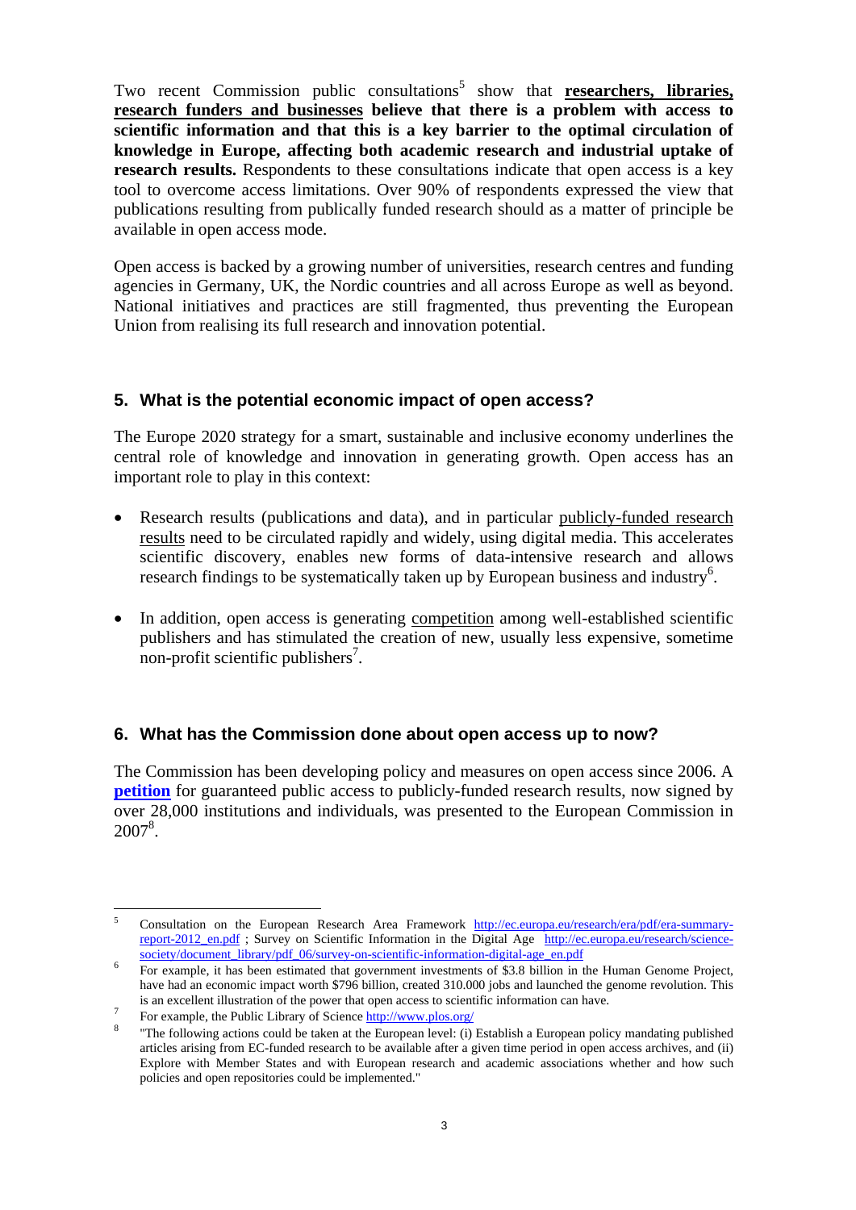Two recent Commission public consultations[5] show that **researchers, libraries, research funders and businesses believe that there is a problem with access to scientific information and that this is a key barrier to the optimal circulation of knowledge in Europe, affecting both academic research and industrial uptake of research results.** Respondents to these consultations indicate that open access is a key tool to overcome access limitations. Over 90% of respondents expressed the view that publications resulting from publically funded research should as a matter of principle be available in open access mode.

Open access is backed by a growing number of universities, research centres and funding agencies in Germany, UK, the Nordic countries and all across Europe as well as beyond. National initiatives and practices are still fragmented, thus preventing the European Union from realising its full research and innovation potential.

## 5. What is the potential economic impact of open access?

The Europe 2020 strategy for a smart, sustainable and inclusive economy underlines the central role of knowledge and innovation in generating growth. Open access has an important role to play in this context:

- Research results (publications and data), and in particular publicly-funded research results need to be circulated rapidly and widely, using digital media. This accelerates scientific discovery, enables new forms of data-intensive research and allows research findings to be systematically taken up by European business and industry[6].
- In addition, open access is generating competition among well-established scientific publishers and has stimulated the creation of new, usually less expensive, sometime non-profit scientific publishers[7].

## 6. What has the Commission done about open access up to now?

The Commission has been developing policy and measures on open access since 2006. A **petition** for guaranteed public access to publicly-funded research results, now signed by over 28,000 institutions and individuals, was presented to the European Commission in 2007[8].

---

[5] Consultation on the European Research Area Framework http://ec.europa.eu/research/era/pdf/era-summary-report-2012_en.pdf ; Survey on Scientific Information in the Digital Age http://ec.europa.eu/research/science-society/document_library/pdf_06/survey-on-scientific-information-digital-age_en.pdf

[6] For example, it has been estimated that government investments of $3.8 billion in the Human Genome Project, have had an economic impact worth $796 billion, created 310.000 jobs and launched the genome revolution. This is an excellent illustration of the power that open access to scientific information can have.

[7] For example, the Public Library of Science http://www.plos.org/

[8] "The following actions could be taken at the European level: (i) Establish a European policy mandating published articles arising from EC-funded research to be available after a given time period in open access archives, and (ii) Explore with Member States and with European research and academic associations whether and how such policies and open repositories could be implemented."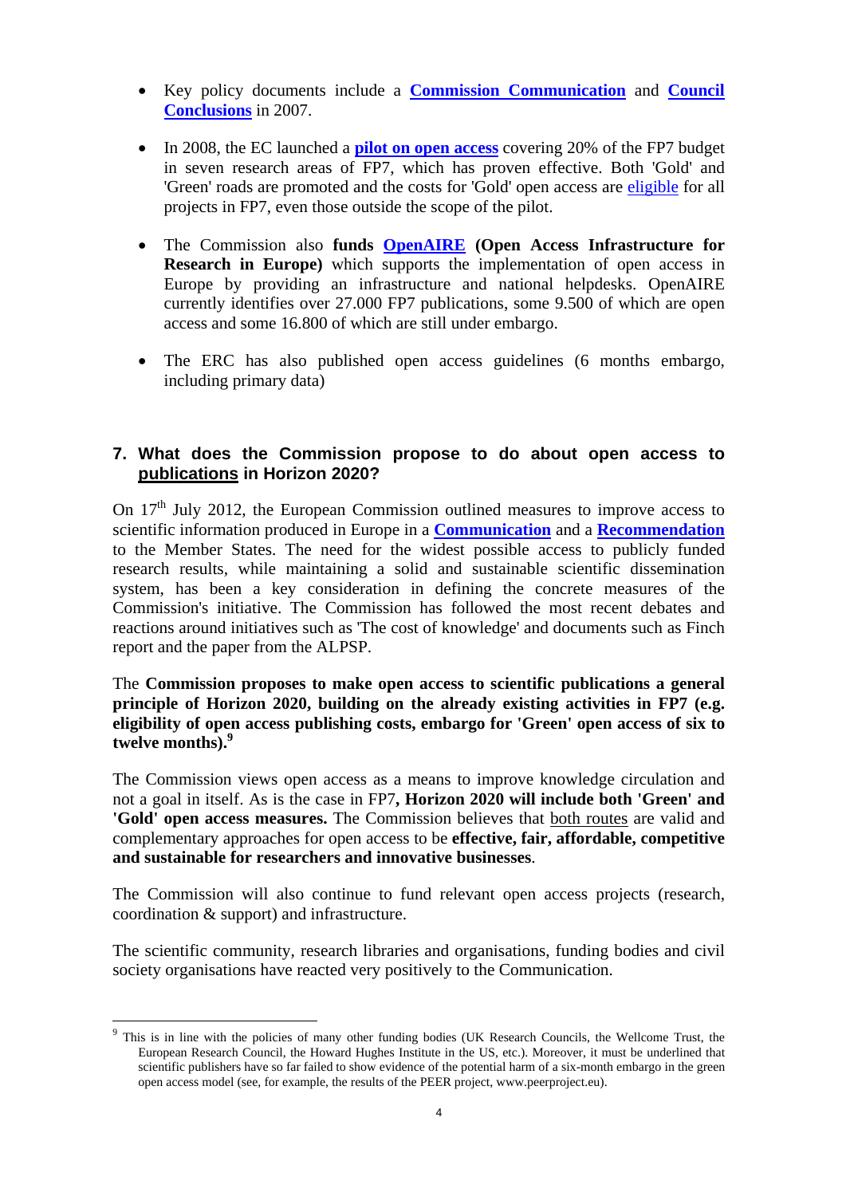- Key policy documents include a **Commission Communication** and **Council Conclusions** in 2007.

- In 2008, the EC launched a **pilot on open access** covering 20% of the FP7 budget in seven research areas of FP7, which has proven effective. Both 'Gold' and 'Green' roads are promoted and the costs for 'Gold' open access are eligible for all projects in FP7, even those outside the scope of the pilot.

- The Commission also **funds OpenAIRE (Open Access Infrastructure for Research in Europe)** which supports the implementation of open access in Europe by providing an infrastructure and national helpdesks. OpenAIRE currently identifies over 27.000 FP7 publications, some 9.500 of which are open access and some 16.800 of which are still under embargo.

- The ERC has also published open access guidelines (6 months embargo, including primary data)

## 7. What does the Commission propose to do about open access to publications in Horizon 2020?

On 17th July 2012, the European Commission outlined measures to improve access to scientific information produced in Europe in a **Communication** and a **Recommendation** to the Member States. The need for the widest possible access to publicly funded research results, while maintaining a solid and sustainable scientific dissemination system, has been a key consideration in defining the concrete measures of the Commission's initiative. The Commission has followed the most recent debates and reactions around initiatives such as 'The cost of knowledge' and documents such as Finch report and the paper from the ALPSP.

The **Commission proposes to make open access to scientific publications a general principle of Horizon 2020, building on the already existing activities in FP7 (e.g. eligibility of open access publishing costs, embargo for 'Green' open access of six to twelve months).**[9]

The Commission views open access as a means to improve knowledge circulation and not a goal in itself. As is the case in FP7**, Horizon 2020 will include both 'Green' and 'Gold' open access measures.** The Commission believes that both routes are valid and complementary approaches for open access to be **effective, fair, affordable, competitive and sustainable for researchers and innovative businesses**.

The Commission will also continue to fund relevant open access projects (research, coordination & support) and infrastructure.

The scientific community, research libraries and organisations, funding bodies and civil society organisations have reacted very positively to the Communication.

---

[9] This is in line with the policies of many other funding bodies (UK Research Councils, the Wellcome Trust, the European Research Council, the Howard Hughes Institute in the US, etc.). Moreover, it must be underlined that scientific publishers have so far failed to show evidence of the potential harm of a six-month embargo in the green open access model (see, for example, the results of the PEER project, www.peerproject.eu).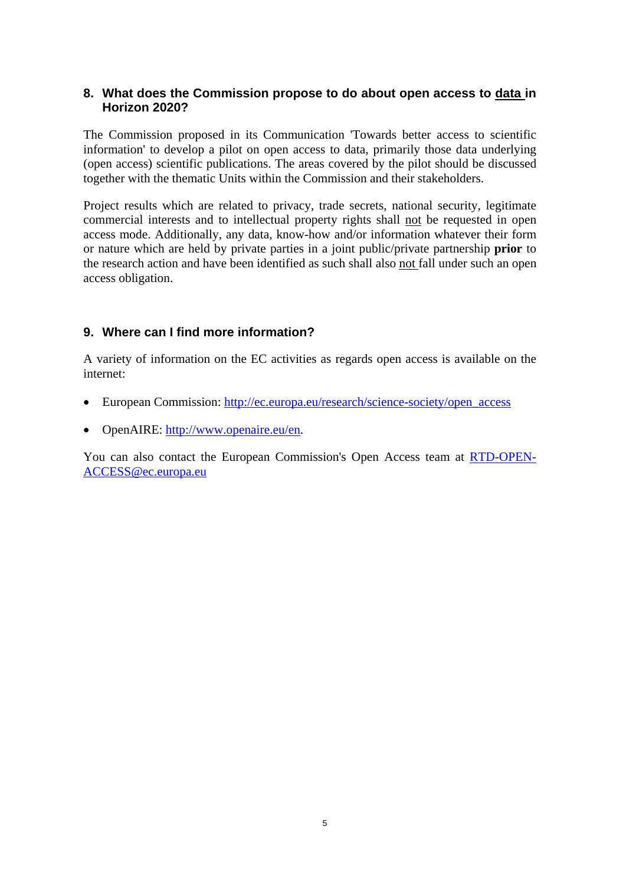## 8. What does the Commission propose to do about open access to data in Horizon 2020?

The Commission proposed in its Communication 'Towards better access to scientific information' to develop a pilot on open access to data, primarily those data underlying (open access) scientific publications. The areas covered by the pilot should be discussed together with the thematic Units within the Commission and their stakeholders.

Project results which are related to privacy, trade secrets, national security, legitimate commercial interests and to intellectual property rights shall not be requested in open access mode. Additionally, any data, know-how and/or information whatever their form or nature which are held by private parties in a joint public/private partnership **prior** to the research action and have been identified as such shall also not fall under such an open access obligation.

## 9. Where can I find more information?

A variety of information on the EC activities as regards open access is available on the internet:

- European Commission: http://ec.europa.eu/research/science-society/open_access
- OpenAIRE: http://www.openaire.eu/en.

You can also contact the European Commission's Open Access team at RTD-OPEN-ACCESS@ec.europa.eu